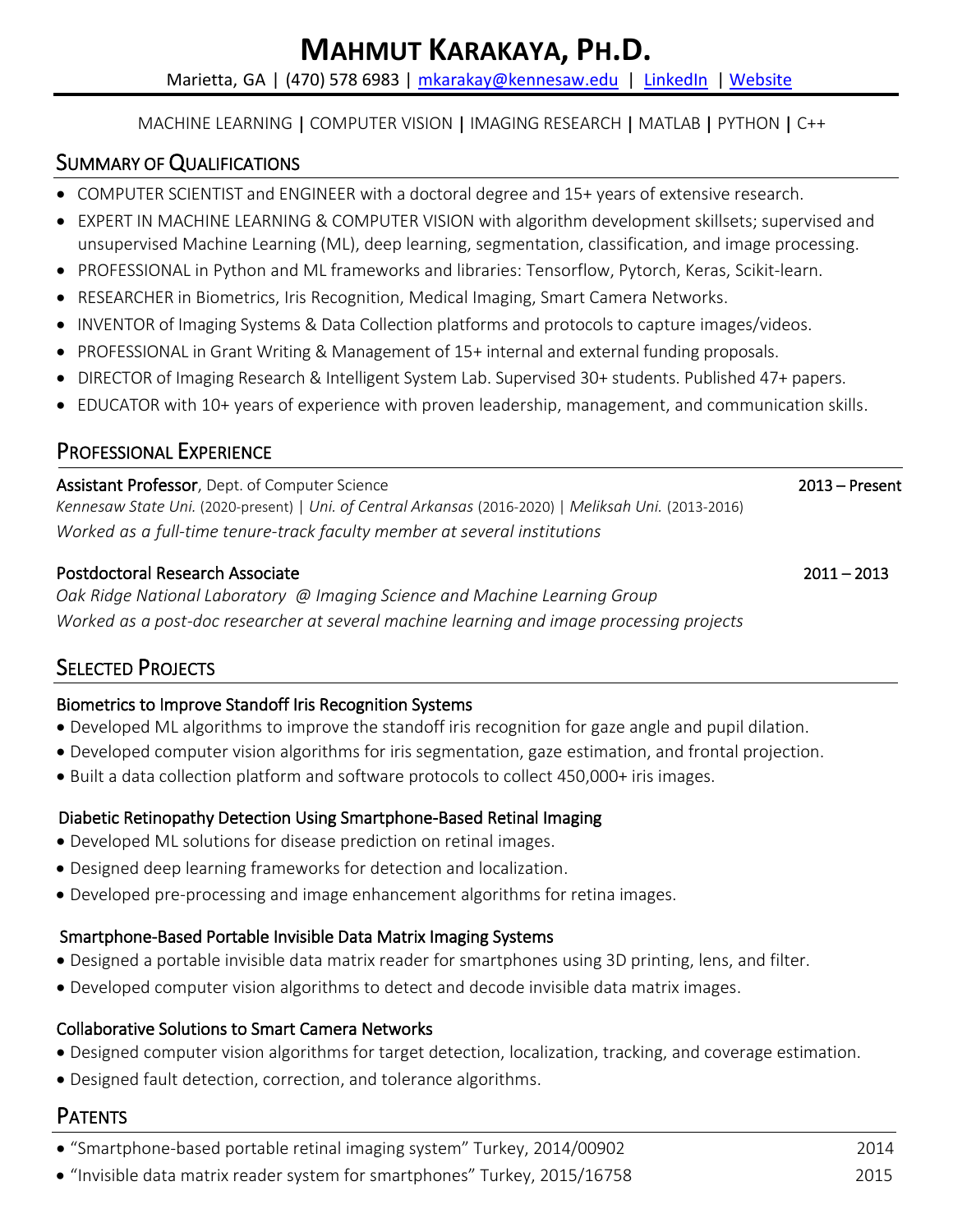# MAHMUT KARAKAYA, PH.D.

Marietta, GA | (470) 578 6983 | mkarakay@kennesaw.edu | LinkedIn | Website

MACHINE LEARNING | COMPUTER VISION | IMAGING RESEARCH | MATLAB | PYTHON | C++

## SUMMARY OF QUALIFICATIONS

- COMPUTER SCIENTIST and ENGINEER with a doctoral degree and 15+ years of extensive research.
- EXPERT IN MACHINE LEARNING & COMPUTER VISION with algorithm development skillsets; supervised and unsupervised Machine Learning (ML), deep learning, segmentation, classification, and image processing.
- PROFESSIONAL in Python and ML frameworks and libraries: Tensorflow, Pytorch, Keras, Scikit-learn.
- RESEARCHER in Biometrics, Iris Recognition, Medical Imaging, Smart Camera Networks.
- INVENTOR of Imaging Systems & Data Collection platforms and protocols to capture images/videos.
- PROFESSIONAL in Grant Writing & Management of 15+ internal and external funding proposals.
- DIRECTOR of Imaging Research & Intelligent System Lab. Supervised 30+ students. Published 47+ papers.
- EDUCATOR with 10+ years of experience with proven leadership, management, and communication skills.

## PROFESSIONAL EXPERIENCE

**Assistant Professor**, Dept. of Computer Science — 2013 – Present

*Kennesaw State Uni.* (2020-present) | *Uni. of Central Arkansas* (2016-2020) | *Meliksah Uni.* (2013-2016)

*Worked as a full-time tenure-track faculty member at several institutions*

**Postdoctoral Research Associate** — 2011 – 2013

*Oak Ridge National Laboratory @ Imaging Science and Machine Learning Group*

*Worked as a post-doc researcher at several machine learning and image processing projects*

## SELECTED PROJECTS

### Biometrics to Improve Standoff Iris Recognition Systems

- Developed ML algorithms to improve the standoff iris recognition for gaze angle and pupil dilation.
- Developed computer vision algorithms for iris segmentation, gaze estimation, and frontal projection.
- Built a data collection platform and software protocols to collect 450,000+ iris images.

### Diabetic Retinopathy Detection Using Smartphone-Based Retinal Imaging

- Developed ML solutions for disease prediction on retinal images.
- Designed deep learning frameworks for detection and localization.
- Developed pre-processing and image enhancement algorithms for retina images.

### Smartphone-Based Portable Invisible Data Matrix Imaging Systems

- Designed a portable invisible data matrix reader for smartphones using 3D printing, lens, and filter.
- Developed computer vision algorithms to detect and decode invisible data matrix images.

### Collaborative Solutions to Smart Camera Networks

- Designed computer vision algorithms for target detection, localization, tracking, and coverage estimation.
- Designed fault detection, correction, and tolerance algorithms.

## PATENTS

- "Smartphone-based portable retinal imaging system" Turkey, 2014/00902 — 2014
- "Invisible data matrix reader system for smartphones" Turkey, 2015/16758 — 2015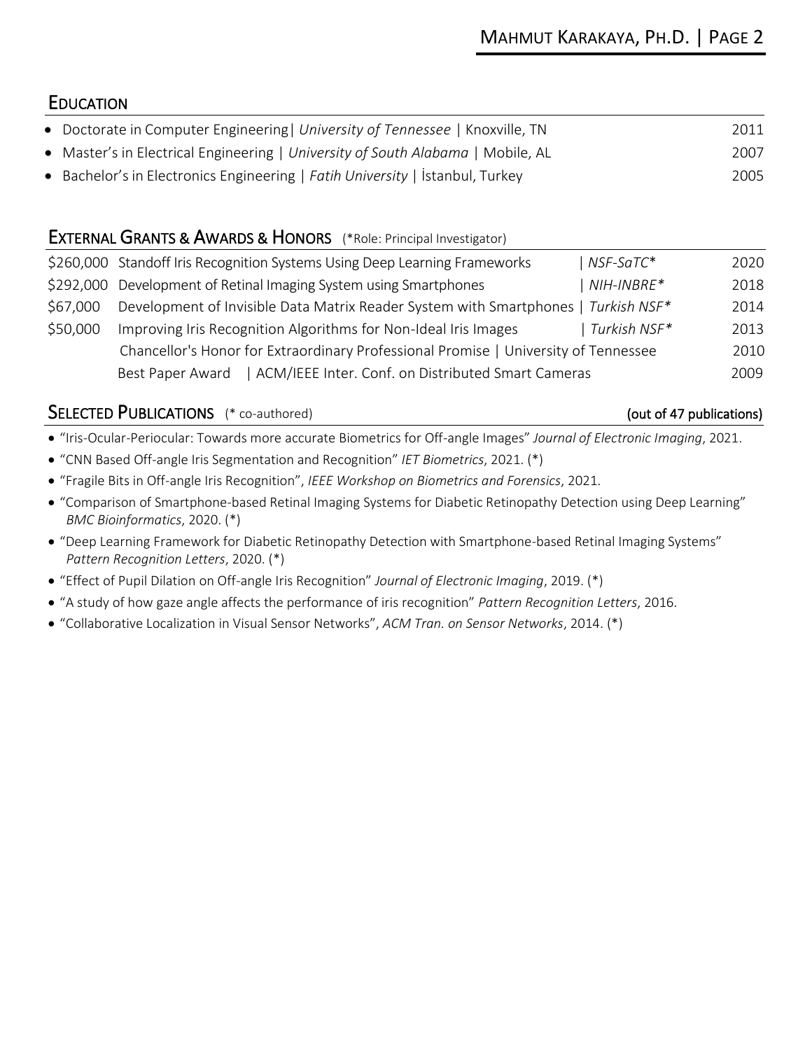## Education

- Doctorate in Computer Engineering| *University of Tennessee* | Knoxville, TN 2011
- Master's in Electrical Engineering | *University of South Alabama* | Mobile, AL 2007
- Bachelor's in Electronics Engineering | *Fatih University* | İstanbul, Turkey 2005

## External Grants & Awards & Honors (*Role: Principal Investigator)

| | | | |
|---|---|---|---|
| $260,000 | Standoff Iris Recognition Systems Using Deep Learning Frameworks | *NSF-SaTC** | 2020 |
| $292,000 | Development of Retinal Imaging System using Smartphones | *NIH-INBRE** | 2018 |
| $67,000 | Development of Invisible Data Matrix Reader System with Smartphones | *Turkish NSF** | 2014 |
| $50,000 | Improving Iris Recognition Algorithms for Non-Ideal Iris Images | *Turkish NSF** | 2013 |
| | Chancellor's Honor for Extraordinary Professional Promise | University of Tennessee | 2010 |
| | Best Paper Award | ACM/IEEE Inter. Conf. on Distributed Smart Cameras | 2009 |

## Selected Publications (* co-authored) **(out of 47 publications)**

- "Iris-Ocular-Periocular: Towards more accurate Biometrics for Off-angle Images" *Journal of Electronic Imaging*, 2021.
- "CNN Based Off-angle Iris Segmentation and Recognition" *IET Biometrics*, 2021. (*)
- "Fragile Bits in Off-angle Iris Recognition", *IEEE Workshop on Biometrics and Forensics*, 2021.
- "Comparison of Smartphone-based Retinal Imaging Systems for Diabetic Retinopathy Detection using Deep Learning" *BMC Bioinformatics*, 2020. (*)
- "Deep Learning Framework for Diabetic Retinopathy Detection with Smartphone-based Retinal Imaging Systems" *Pattern Recognition Letters*, 2020. (*)
- "Effect of Pupil Dilation on Off-angle Iris Recognition" *Journal of Electronic Imaging*, 2019. (*)
- "A study of how gaze angle affects the performance of iris recognition" *Pattern Recognition Letters*, 2016.
- "Collaborative Localization in Visual Sensor Networks", *ACM Tran. on Sensor Networks*, 2014. (*)